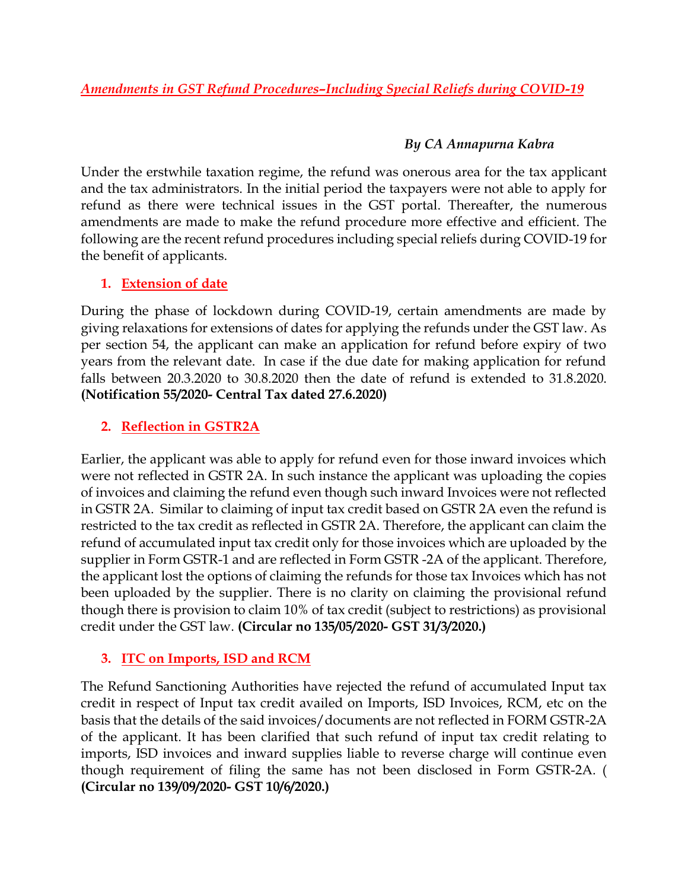# *Amendments in GST Refund Procedures–Including Special Reliefs during COVID-19*

*By CA Annapurna Kabra*

Under the erstwhile taxation regime, the refund was onerous area for the tax applicant and the tax administrators. In the initial period the taxpayers were not able to apply for refund as there were technical issues in the GST portal. Thereafter, the numerous amendments are made to make the refund procedure more effective and efficient. The following are the recent refund procedures including special reliefs during COVID-19 for the benefit of applicants.

## 1. Extension of date

During the phase of lockdown during COVID-19, certain amendments are made by giving relaxations for extensions of dates for applying the refunds under the GST law. As per section 54, the applicant can make an application for refund before expiry of two years from the relevant date. In case if the due date for making application for refund falls between 20.3.2020 to 30.8.2020 then the date of refund is extended to 31.8.2020. **(Notification 55/2020- Central Tax dated 27.6.2020)**

## 2. Reflection in GSTR2A

Earlier, the applicant was able to apply for refund even for those inward invoices which were not reflected in GSTR 2A. In such instance the applicant was uploading the copies of invoices and claiming the refund even though such inward Invoices were not reflected in GSTR 2A. Similar to claiming of input tax credit based on GSTR 2A even the refund is restricted to the tax credit as reflected in GSTR 2A. Therefore, the applicant can claim the refund of accumulated input tax credit only for those invoices which are uploaded by the supplier in Form GSTR-1 and are reflected in Form GSTR -2A of the applicant. Therefore, the applicant lost the options of claiming the refunds for those tax Invoices which has not been uploaded by the supplier. There is no clarity on claiming the provisional refund though there is provision to claim 10% of tax credit (subject to restrictions) as provisional credit under the GST law. **(Circular no 135/05/2020- GST 31/3/2020.)**

## 3. ITC on Imports, ISD and RCM

The Refund Sanctioning Authorities have rejected the refund of accumulated Input tax credit in respect of Input tax credit availed on Imports, ISD Invoices, RCM, etc on the basis that the details of the said invoices/documents are not reflected in FORM GSTR-2A of the applicant. It has been clarified that such refund of input tax credit relating to imports, ISD invoices and inward supplies liable to reverse charge will continue even though requirement of filing the same has not been disclosed in Form GSTR-2A. ( **(Circular no 139/09/2020- GST 10/6/2020.)**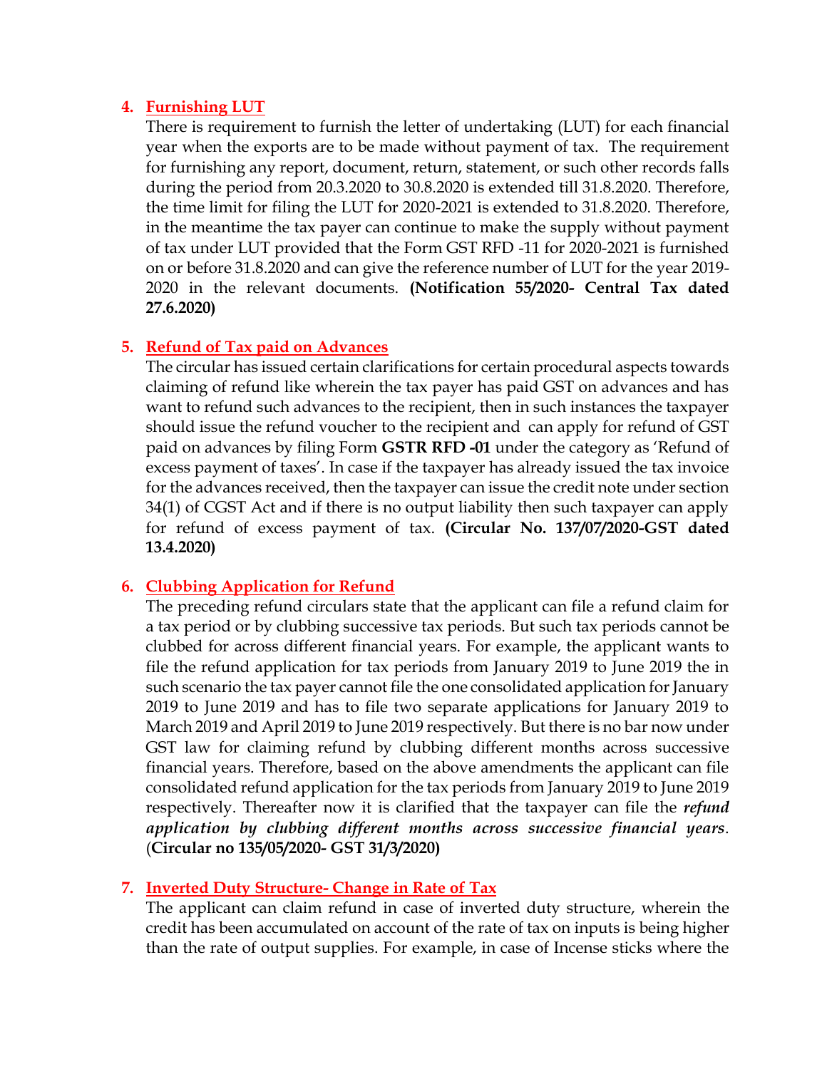4. **Furnishing LUT**

   There is requirement to furnish the letter of undertaking (LUT) for each financial year when the exports are to be made without payment of tax. The requirement for furnishing any report, document, return, statement, or such other records falls during the period from 20.3.2020 to 30.8.2020 is extended till 31.8.2020. Therefore, the time limit for filing the LUT for 2020-2021 is extended to 31.8.2020. Therefore, in the meantime the tax payer can continue to make the supply without payment of tax under LUT provided that the Form GST RFD -11 for 2020-2021 is furnished on or before 31.8.2020 and can give the reference number of LUT for the year 2019-2020 in the relevant documents. **(Notification 55/2020- Central Tax dated 27.6.2020)**

5. **Refund of Tax paid on Advances**

   The circular has issued certain clarifications for certain procedural aspects towards claiming of refund like wherein the tax payer has paid GST on advances and has want to refund such advances to the recipient, then in such instances the taxpayer should issue the refund voucher to the recipient and can apply for refund of GST paid on advances by filing Form **GSTR RFD -01** under the category as 'Refund of excess payment of taxes'. In case if the taxpayer has already issued the tax invoice for the advances received, then the taxpayer can issue the credit note under section 34(1) of CGST Act and if there is no output liability then such taxpayer can apply for refund of excess payment of tax. **(Circular No. 137/07/2020-GST dated 13.4.2020)**

6. **Clubbing Application for Refund**

   The preceding refund circulars state that the applicant can file a refund claim for a tax period or by clubbing successive tax periods. But such tax periods cannot be clubbed for across different financial years. For example, the applicant wants to file the refund application for tax periods from January 2019 to June 2019 the in such scenario the tax payer cannot file the one consolidated application for January 2019 to June 2019 and has to file two separate applications for January 2019 to March 2019 and April 2019 to June 2019 respectively. But there is no bar now under GST law for claiming refund by clubbing different months across successive financial years. Therefore, based on the above amendments the applicant can file consolidated refund application for the tax periods from January 2019 to June 2019 respectively. Thereafter now it is clarified that the taxpayer can file the ***refund application by clubbing different months across successive financial years***. (**Circular no 135/05/2020- GST 31/3/2020)**

7. **Inverted Duty Structure- Change in Rate of Tax**

   The applicant can claim refund in case of inverted duty structure, wherein the credit has been accumulated on account of the rate of tax on inputs is being higher than the rate of output supplies. For example, in case of Incense sticks where the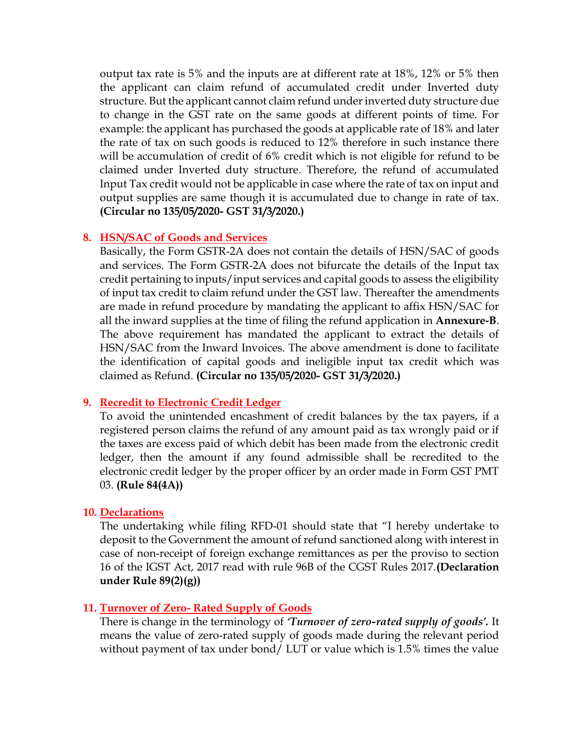output tax rate is 5% and the inputs are at different rate at 18%, 12% or 5% then the applicant can claim refund of accumulated credit under Inverted duty structure. But the applicant cannot claim refund under inverted duty structure due to change in the GST rate on the same goods at different points of time. For example: the applicant has purchased the goods at applicable rate of 18% and later the rate of tax on such goods is reduced to 12% therefore in such instance there will be accumulation of credit of 6% credit which is not eligible for refund to be claimed under Inverted duty structure. Therefore, the refund of accumulated Input Tax credit would not be applicable in case where the rate of tax on input and output supplies are same though it is accumulated due to change in rate of tax. **(Circular no 135/05/2020- GST 31/3/2020.)**

8. **HSN/SAC of Goods and Services**

   Basically, the Form GSTR-2A does not contain the details of HSN/SAC of goods and services. The Form GSTR-2A does not bifurcate the details of the Input tax credit pertaining to inputs/input services and capital goods to assess the eligibility of input tax credit to claim refund under the GST law. Thereafter the amendments are made in refund procedure by mandating the applicant to affix HSN/SAC for all the inward supplies at the time of filing the refund application in **Annexure-B**. The above requirement has mandated the applicant to extract the details of HSN/SAC from the Inward Invoices. The above amendment is done to facilitate the identification of capital goods and ineligible input tax credit which was claimed as Refund. **(Circular no 135/05/2020- GST 31/3/2020.)**

9. **Recredit to Electronic Credit Ledger**

   To avoid the unintended encashment of credit balances by the tax payers, if a registered person claims the refund of any amount paid as tax wrongly paid or if the taxes are excess paid of which debit has been made from the electronic credit ledger, then the amount if any found admissible shall be recredited to the electronic credit ledger by the proper officer by an order made in Form GST PMT 03. **(Rule 84(4A))**

10. **Declarations**

    The undertaking while filing RFD-01 should state that "I hereby undertake to deposit to the Government the amount of refund sanctioned along with interest in case of non-receipt of foreign exchange remittances as per the proviso to section 16 of the IGST Act, 2017 read with rule 96B of the CGST Rules 2017.**(Declaration under Rule 89(2)(g))**

11. **Turnover of Zero- Rated Supply of Goods**

    There is change in the terminology of ***'Turnover of zero-rated supply of goods'***. It means the value of zero-rated supply of goods made during the relevant period without payment of tax under bond/ LUT or value which is 1.5% times the value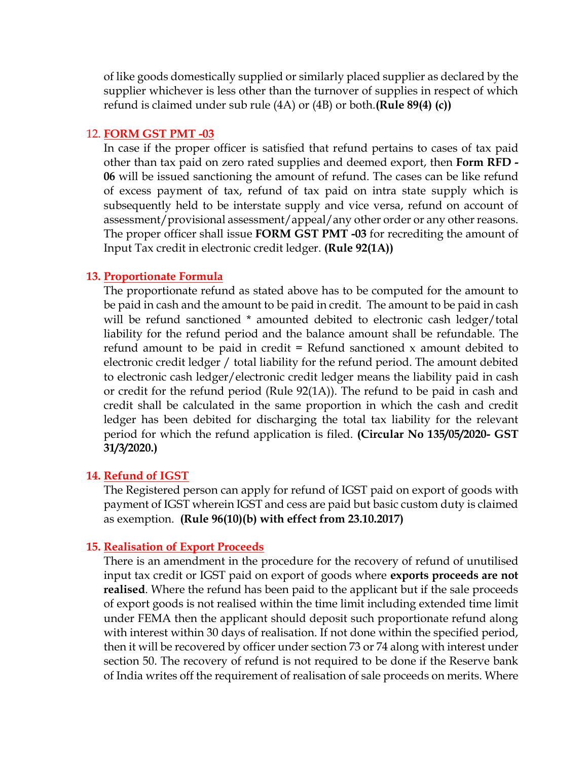of like goods domestically supplied or similarly placed supplier as declared by the supplier whichever is less other than the turnover of supplies in respect of which refund is claimed under sub rule (4A) or (4B) or both.**(Rule 89(4) (c))**

12. **FORM GST PMT -03**

In case if the proper officer is satisfied that refund pertains to cases of tax paid other than tax paid on zero rated supplies and deemed export, then **Form RFD - 06** will be issued sanctioning the amount of refund. The cases can be like refund of excess payment of tax, refund of tax paid on intra state supply which is subsequently held to be interstate supply and vice versa, refund on account of assessment/provisional assessment/appeal/any other order or any other reasons. The proper officer shall issue **FORM GST PMT -03** for recrediting the amount of Input Tax credit in electronic credit ledger. **(Rule 92(1A))**

13. **Proportionate Formula**

The proportionate refund as stated above has to be computed for the amount to be paid in cash and the amount to be paid in credit. The amount to be paid in cash will be refund sanctioned * amounted debited to electronic cash ledger/total liability for the refund period and the balance amount shall be refundable. The refund amount to be paid in credit = Refund sanctioned x amount debited to electronic credit ledger / total liability for the refund period. The amount debited to electronic cash ledger/electronic credit ledger means the liability paid in cash or credit for the refund period (Rule 92(1A)). The refund to be paid in cash and credit shall be calculated in the same proportion in which the cash and credit ledger has been debited for discharging the total tax liability for the relevant period for which the refund application is filed. **(Circular No 135/05/2020- GST 31/3/2020.)**

14. **Refund of IGST**

The Registered person can apply for refund of IGST paid on export of goods with payment of IGST wherein IGST and cess are paid but basic custom duty is claimed as exemption. **(Rule 96(10)(b) with effect from 23.10.2017)**

15. **Realisation of Export Proceeds**

There is an amendment in the procedure for the recovery of refund of unutilised input tax credit or IGST paid on export of goods where **exports proceeds are not realised**. Where the refund has been paid to the applicant but if the sale proceeds of export goods is not realised within the time limit including extended time limit under FEMA then the applicant should deposit such proportionate refund along with interest within 30 days of realisation. If not done within the specified period, then it will be recovered by officer under section 73 or 74 along with interest under section 50. The recovery of refund is not required to be done if the Reserve bank of India writes off the requirement of realisation of sale proceeds on merits. Where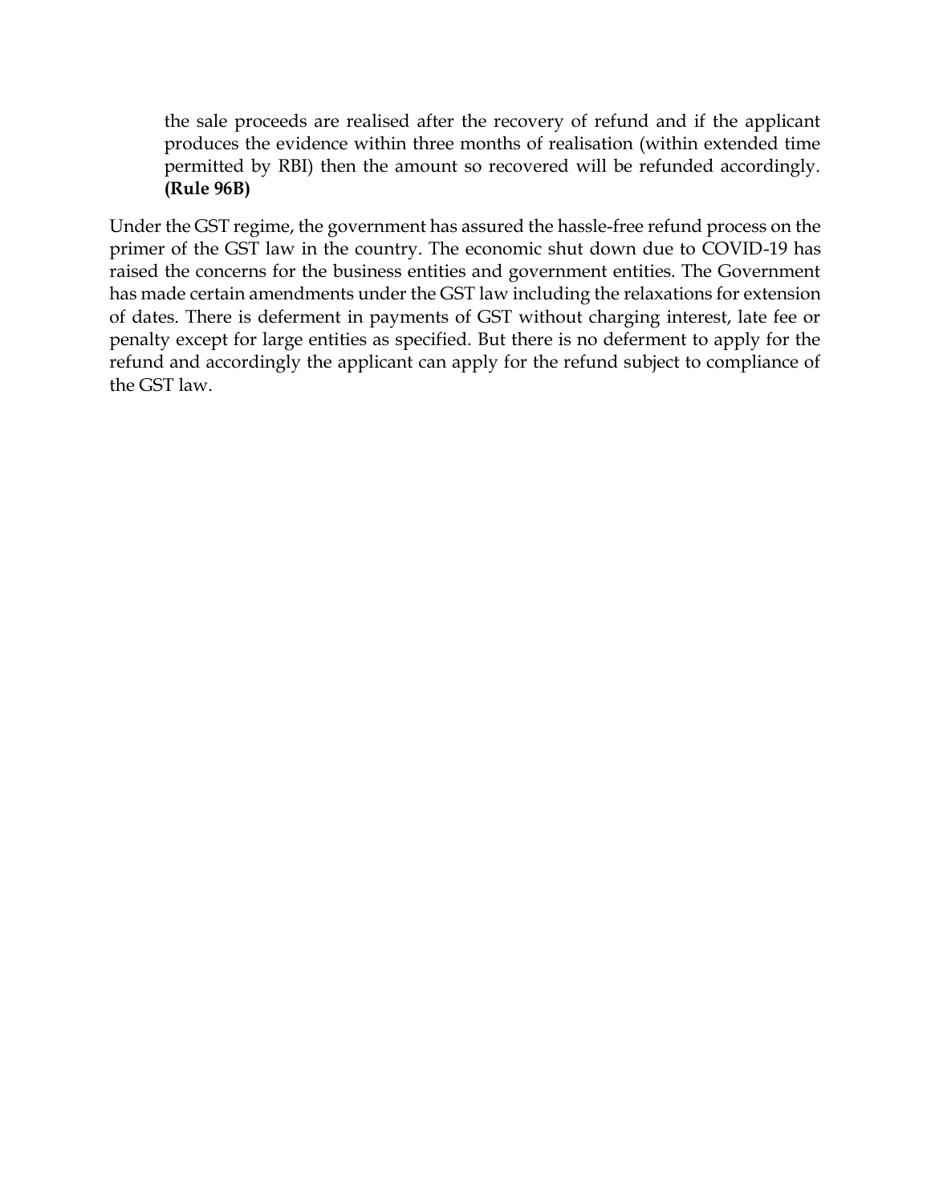the sale proceeds are realised after the recovery of refund and if the applicant produces the evidence within three months of realisation (within extended time permitted by RBI) then the amount so recovered will be refunded accordingly. **(Rule 96B)**

Under the GST regime, the government has assured the hassle-free refund process on the primer of the GST law in the country. The economic shut down due to COVID-19 has raised the concerns for the business entities and government entities. The Government has made certain amendments under the GST law including the relaxations for extension of dates. There is deferment in payments of GST without charging interest, late fee or penalty except for large entities as specified. But there is no deferment to apply for the refund and accordingly the applicant can apply for the refund subject to compliance of the GST law.